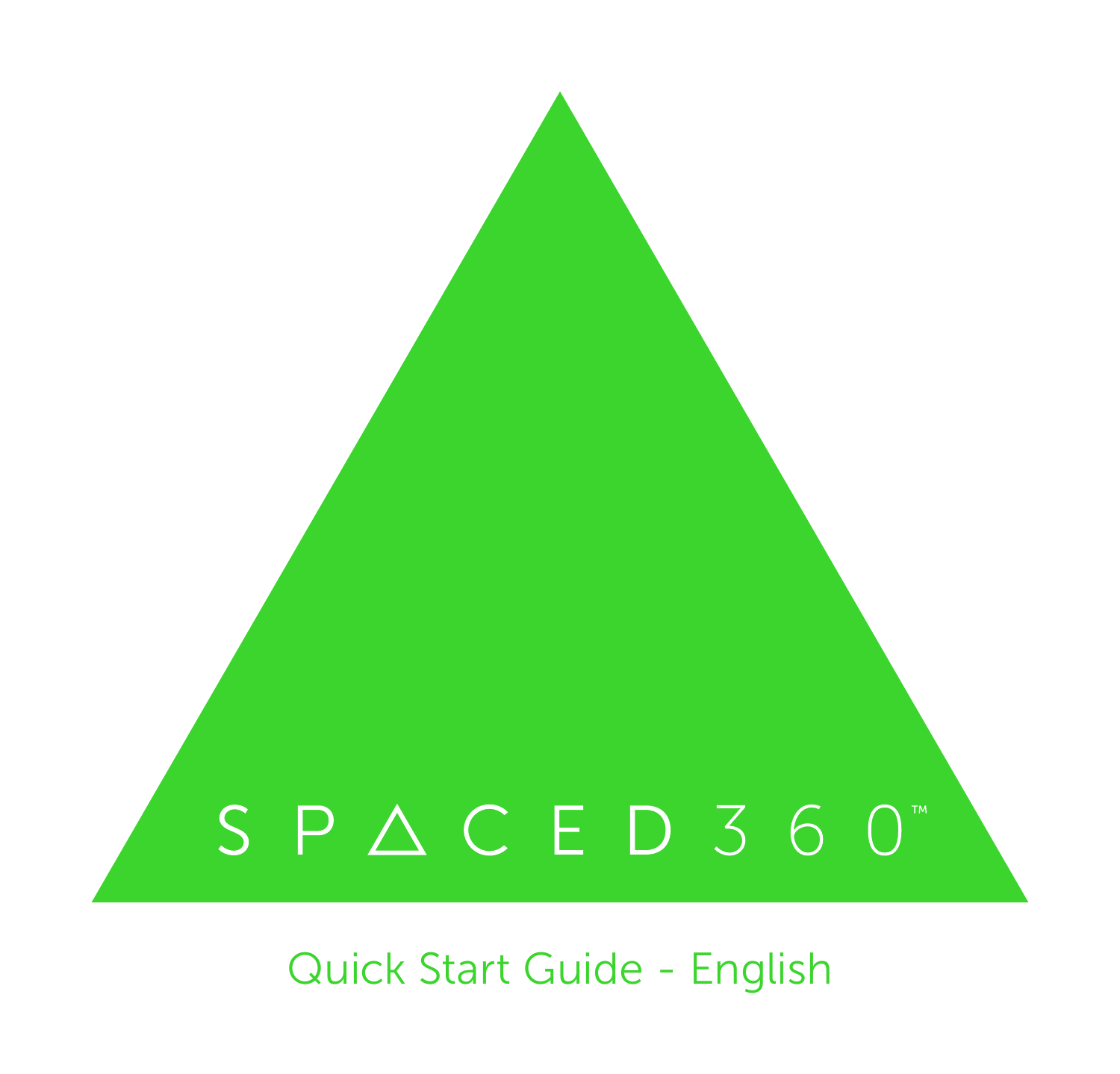# SPACED360™

Quick Start Guide - English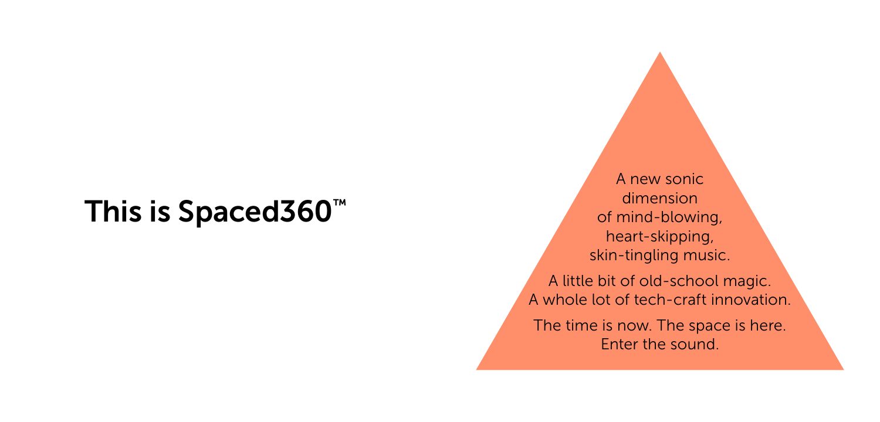# This is Spaced360™

A new sonic dimension of mind-blowing, heart-skipping, skin-tingling music.

A little bit of old-school magic.
A whole lot of tech-craft innovation.

The time is now. The space is here.
Enter the sound.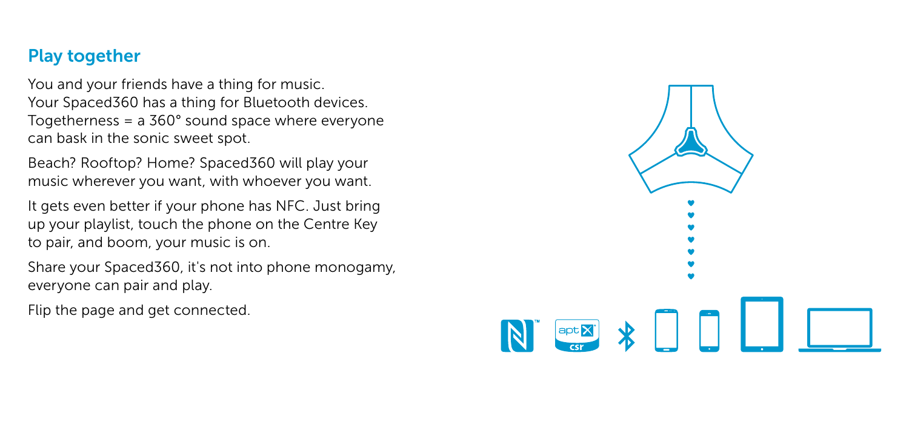## Play together

You and your friends have a thing for music. Your Spaced360 has a thing for Bluetooth devices. Togetherness = a 360° sound space where everyone can bask in the sonic sweet spot.

Beach? Rooftop? Home? Spaced360 will play your music wherever you want, with whoever you want.

It gets even better if your phone has NFC. Just bring up your playlist, touch the phone on the Centre Key to pair, and boom, your music is on.

Share your Spaced360, it's not into phone monogamy, everyone can pair and play.

Flip the page and get connected.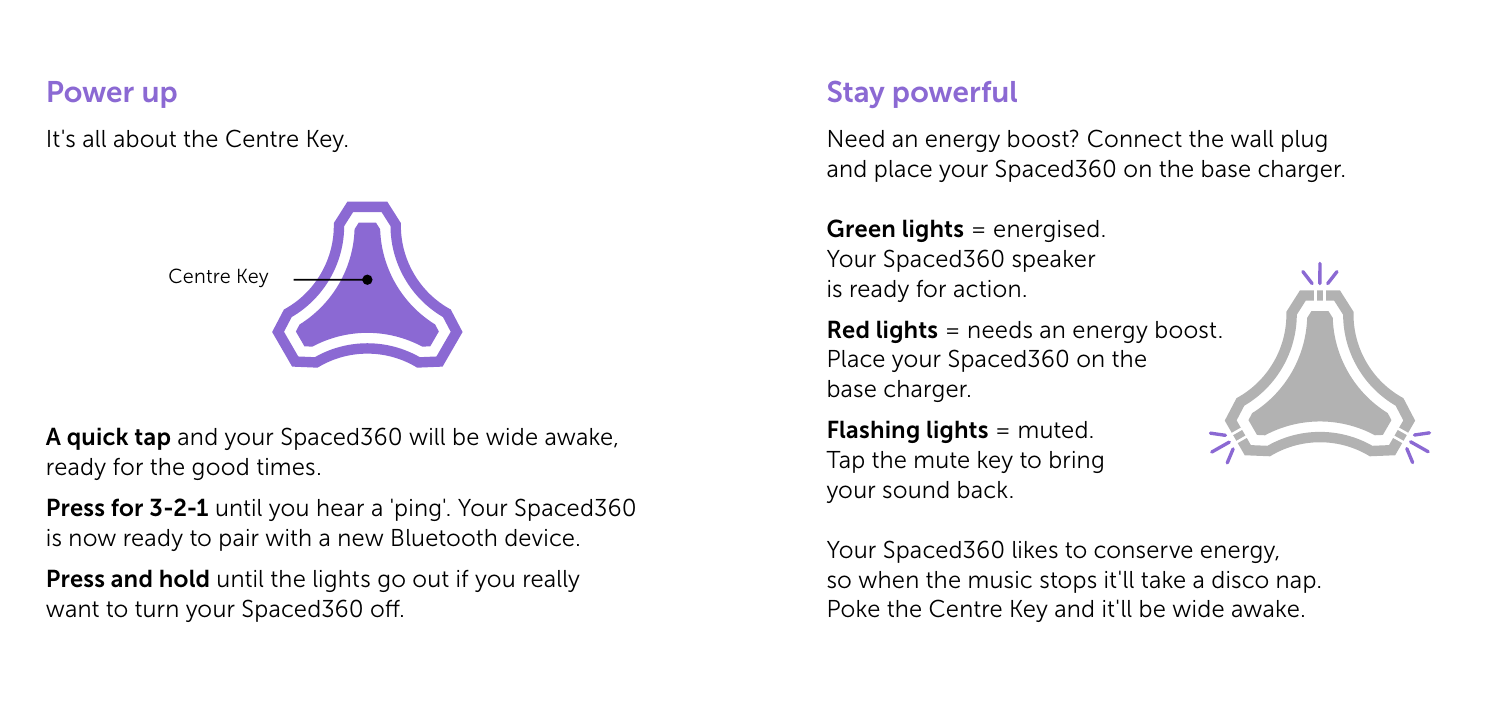## Power up

It's all about the Centre Key.

Centre Key

**A quick tap** and your Spaced360 will be wide awake, ready for the good times.

**Press for 3-2-1** until you hear a 'ping'. Your Spaced360 is now ready to pair with a new Bluetooth device.

**Press and hold** until the lights go out if you really want to turn your Spaced360 off.

## Stay powerful

Need an energy boost? Connect the wall plug and place your Spaced360 on the base charger.

**Green lights** = energised. Your Spaced360 speaker is ready for action.

**Red lights** = needs an energy boost. Place your Spaced360 on the base charger.

**Flashing lights** = muted. Tap the mute key to bring your sound back.

Your Spaced360 likes to conserve energy, so when the music stops it'll take a disco nap. Poke the Centre Key and it'll be wide awake.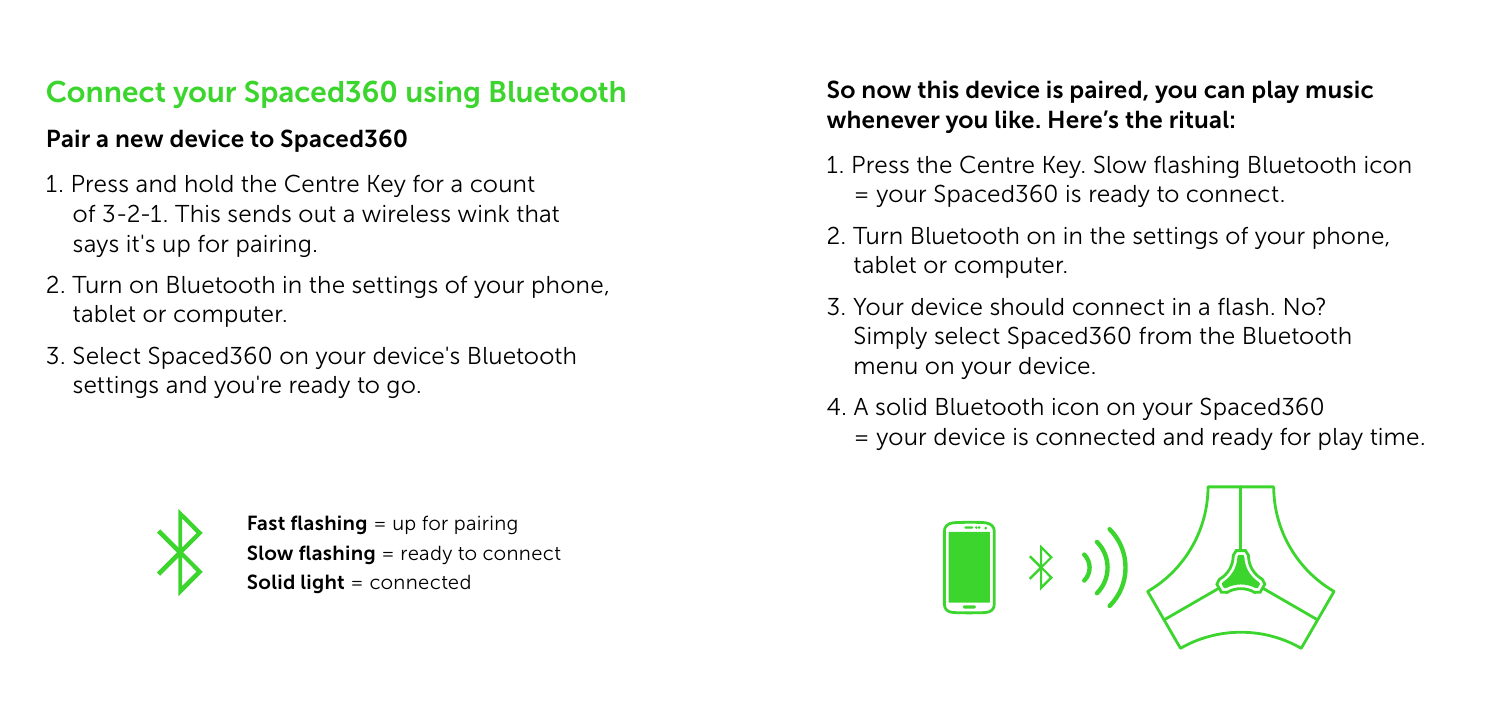## Connect your Spaced360 using Bluetooth

### Pair a new device to Spaced360

1. Press and hold the Centre Key for a count of 3-2-1. This sends out a wireless wink that says it's up for pairing.
2. Turn on Bluetooth in the settings of your phone, tablet or computer.
3. Select Spaced360 on your device's Bluetooth settings and you're ready to go.

**Fast flashing** = up for pairing
**Slow flashing** = ready to connect
**Solid light** = connected

### So now this device is paired, you can play music whenever you like. Here's the ritual:

1. Press the Centre Key. Slow flashing Bluetooth icon = your Spaced360 is ready to connect.
2. Turn Bluetooth on in the settings of your phone, tablet or computer.
3. Your device should connect in a flash. No? Simply select Spaced360 from the Bluetooth menu on your device.
4. A solid Bluetooth icon on your Spaced360 = your device is connected and ready for play time.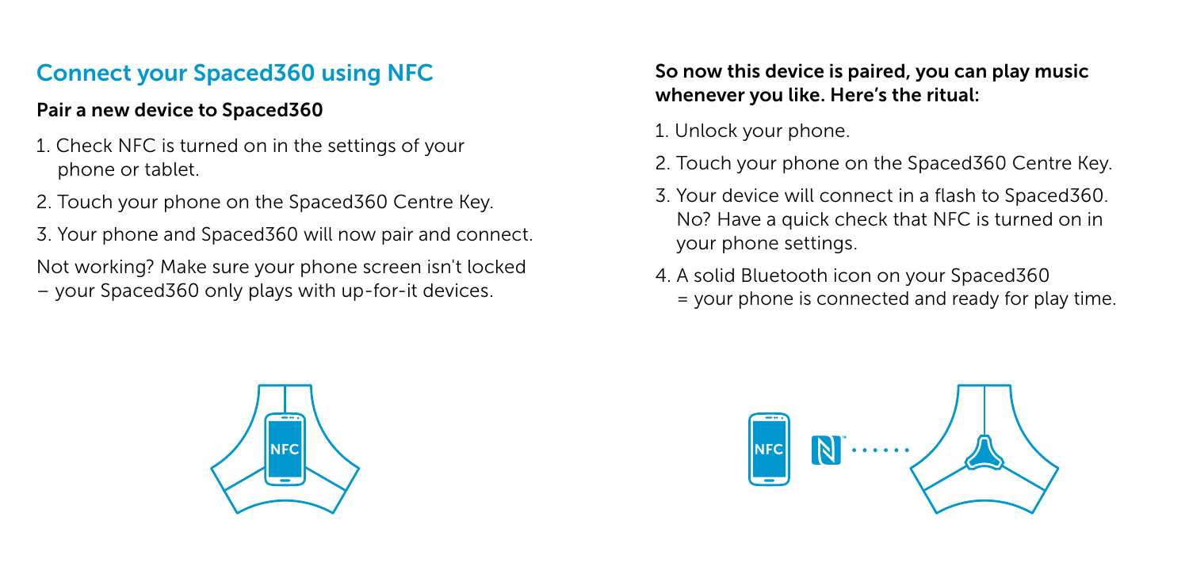## Connect your Spaced360 using NFC

### Pair a new device to Spaced360

1. Check NFC is turned on in the settings of your phone or tablet.
2. Touch your phone on the Spaced360 Centre Key.
3. Your phone and Spaced360 will now pair and connect.

Not working? Make sure your phone screen isn't locked – your Spaced360 only plays with up-for-it devices.

### So now this device is paired, you can play music whenever you like. Here's the ritual:

1. Unlock your phone.
2. Touch your phone on the Spaced360 Centre Key.
3. Your device will connect in a flash to Spaced360. No? Have a quick check that NFC is turned on in your phone settings.
4. A solid Bluetooth icon on your Spaced360 = your phone is connected and ready for play time.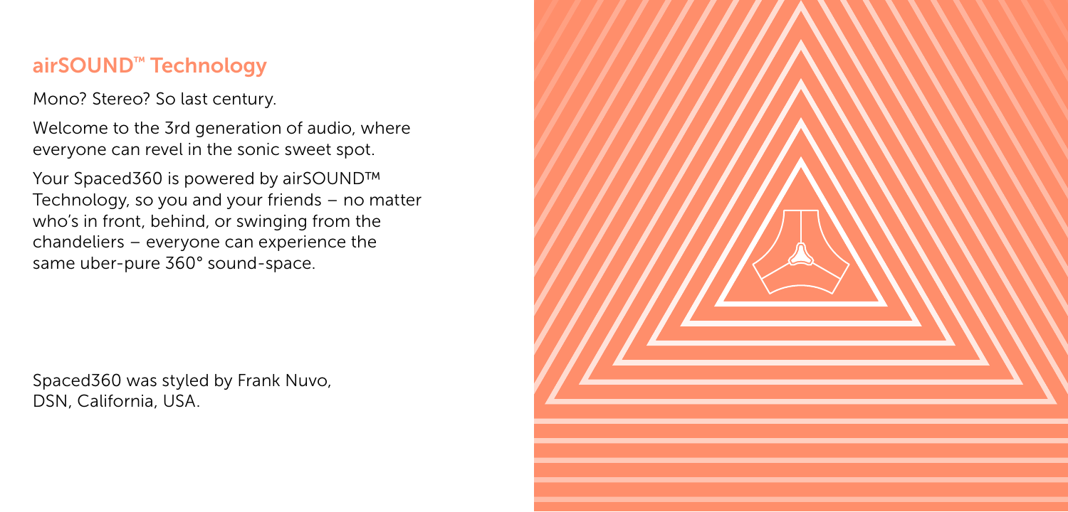## airSOUND™ Technology

Mono? Stereo? So last century.

Welcome to the 3rd generation of audio, where everyone can revel in the sonic sweet spot.

Your Spaced360 is powered by airSOUND™ Technology, so you and your friends – no matter who's in front, behind, or swinging from the chandeliers – everyone can experience the same uber-pure 360° sound-space.

Spaced360 was styled by Frank Nuvo, DSN, California, USA.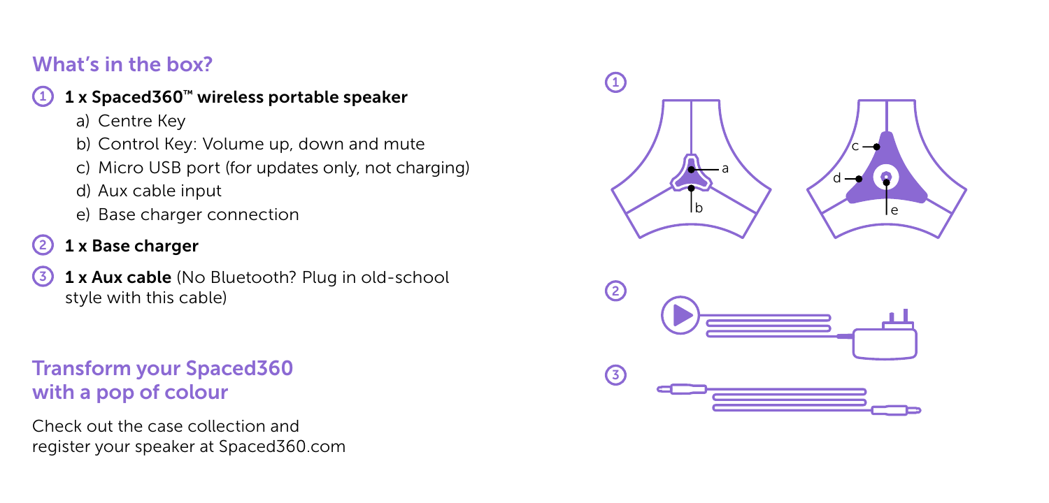## What's in the box?

1. **1 x Spaced360™ wireless portable speaker**
    - a) Centre Key
    - b) Control Key: Volume up, down and mute
    - c) Micro USB port (for updates only, not charging)
    - d) Aux cable input
    - e) Base charger connection
2. **1 x Base charger**
3. **1 x Aux cable** (No Bluetooth? Plug in old-school style with this cable)

## Transform your Spaced360 with a pop of colour

Check out the case collection and register your speaker at Spaced360.com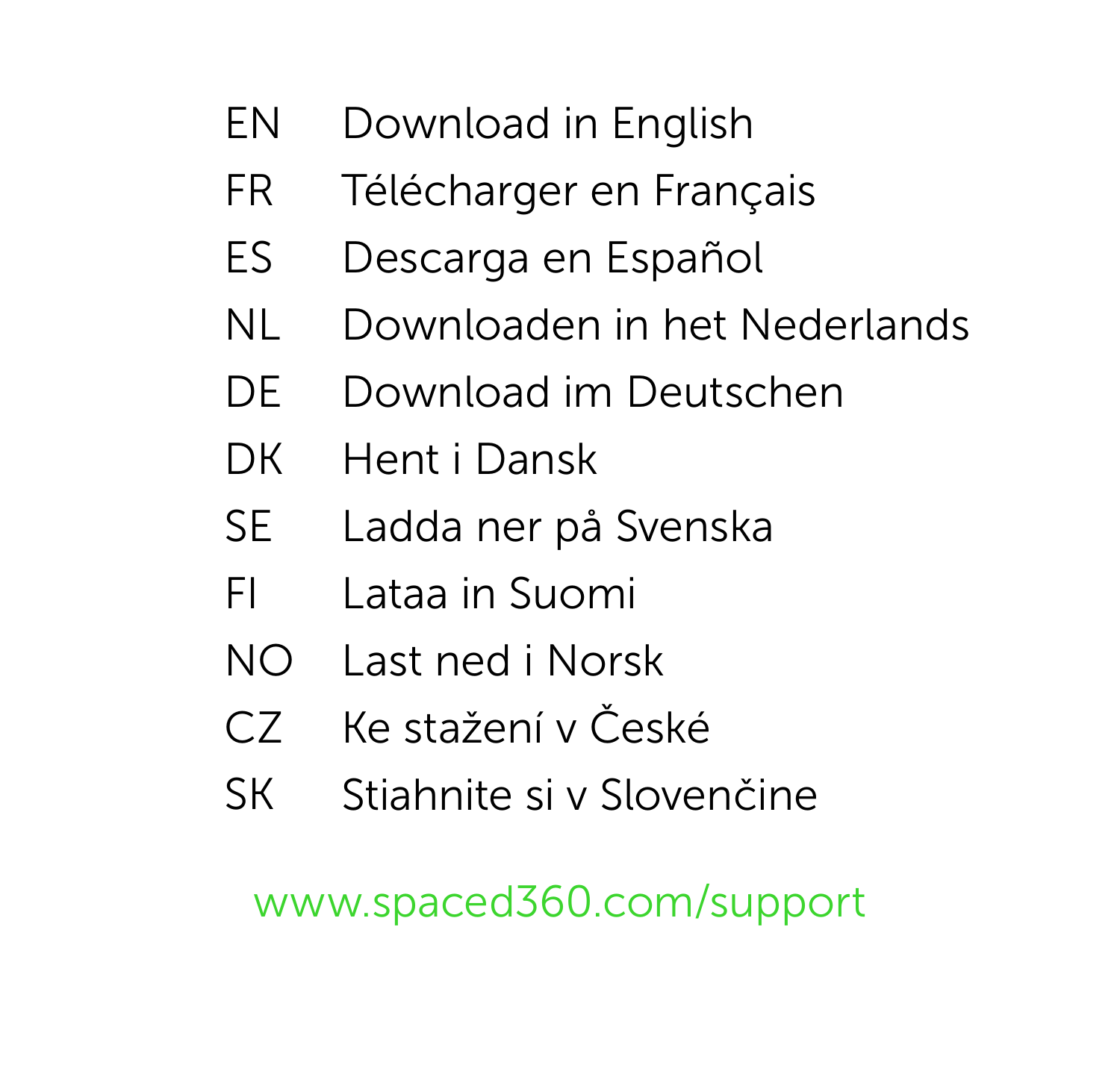| | |
|---|---|
| EN | Download in English |
| FR | Télécharger en Français |
| ES | Descarga en Español |
| NL | Downloaden in het Nederlands |
| DE | Download im Deutschen |
| DK | Hent i Dansk |
| SE | Ladda ner på Svenska |
| FI | Lataa in Suomi |
| NO | Last ned i Norsk |
| CZ | Ke stažení v České |
| SK | Stiahnite si v Slovenčine |

www.spaced360.com/support